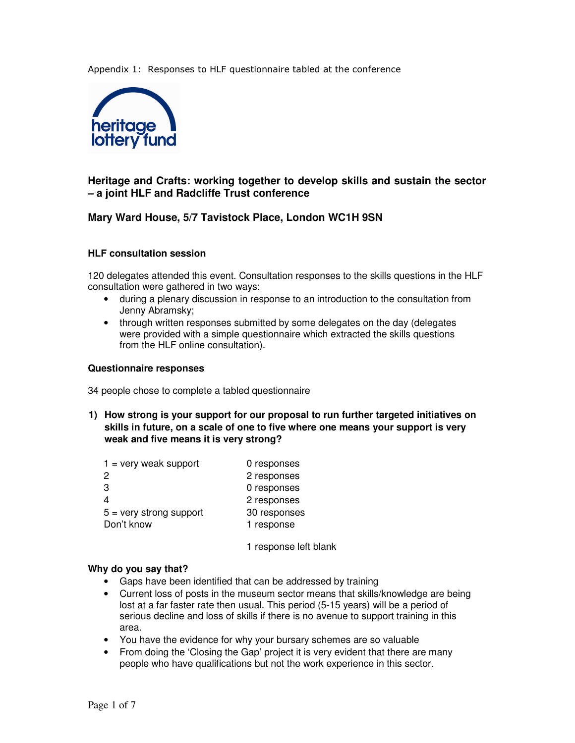Appendix 1: Responses to HLF questionnaire tabled at the conference

## Heritage and Crafts: working together to develop skills and sustain the sector – a joint HLF and Radcliffe Trust conference

## Mary Ward House, 5/7 Tavistock Place, London WC1H 9SN

### HLF consultation session

120 delegates attended this event. Consultation responses to the skills questions in the HLF consultation were gathered in two ways:

- during a plenary discussion in response to an introduction to the consultation from Jenny Abramsky;
- through written responses submitted by some delegates on the day (delegates were provided with a simple questionnaire which extracted the skills questions from the HLF online consultation).

### Questionnaire responses

34 people chose to complete a tabled questionnaire

**1) How strong is your support for our proposal to run further targeted initiatives on skills in future, on a scale of one to five where one means your support is very weak and five means it is very strong?**

| | |
|---|---|
| 1 = very weak support | 0 responses |
| 2 | 2 responses |
| 3 | 0 responses |
| 4 | 2 responses |
| 5 = very strong support | 30 responses |
| Don't know | 1 response |
| | 1 response left blank |

**Why do you say that?**

- Gaps have been identified that can be addressed by training
- Current loss of posts in the museum sector means that skills/knowledge are being lost at a far faster rate then usual. This period (5-15 years) will be a period of serious decline and loss of skills if there is no avenue to support training in this area.
- You have the evidence for why your bursary schemes are so valuable
- From doing the 'Closing the Gap' project it is very evident that there are many people who have qualifications but not the work experience in this sector.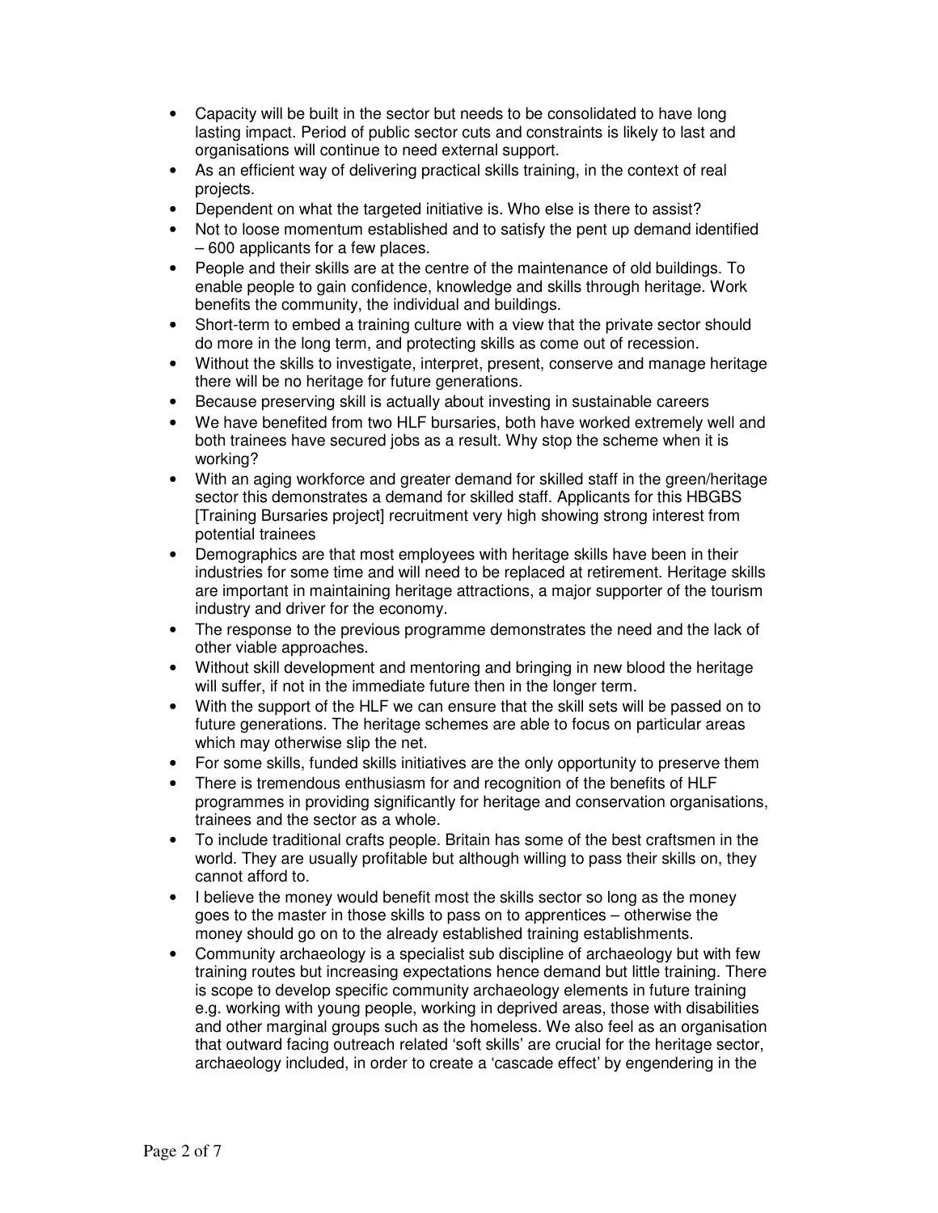- Capacity will be built in the sector but needs to be consolidated to have long lasting impact. Period of public sector cuts and constraints is likely to last and organisations will continue to need external support.
- As an efficient way of delivering practical skills training, in the context of real projects.
- Dependent on what the targeted initiative is. Who else is there to assist?
- Not to loose momentum established and to satisfy the pent up demand identified – 600 applicants for a few places.
- People and their skills are at the centre of the maintenance of old buildings. To enable people to gain confidence, knowledge and skills through heritage. Work benefits the community, the individual and buildings.
- Short-term to embed a training culture with a view that the private sector should do more in the long term, and protecting skills as come out of recession.
- Without the skills to investigate, interpret, present, conserve and manage heritage there will be no heritage for future generations.
- Because preserving skill is actually about investing in sustainable careers
- We have benefited from two HLF bursaries, both have worked extremely well and both trainees have secured jobs as a result. Why stop the scheme when it is working?
- With an aging workforce and greater demand for skilled staff in the green/heritage sector this demonstrates a demand for skilled staff. Applicants for this HBGBS [Training Bursaries project] recruitment very high showing strong interest from potential trainees
- Demographics are that most employees with heritage skills have been in their industries for some time and will need to be replaced at retirement. Heritage skills are important in maintaining heritage attractions, a major supporter of the tourism industry and driver for the economy.
- The response to the previous programme demonstrates the need and the lack of other viable approaches.
- Without skill development and mentoring and bringing in new blood the heritage will suffer, if not in the immediate future then in the longer term.
- With the support of the HLF we can ensure that the skill sets will be passed on to future generations. The heritage schemes are able to focus on particular areas which may otherwise slip the net.
- For some skills, funded skills initiatives are the only opportunity to preserve them
- There is tremendous enthusiasm for and recognition of the benefits of HLF programmes in providing significantly for heritage and conservation organisations, trainees and the sector as a whole.
- To include traditional crafts people. Britain has some of the best craftsmen in the world. They are usually profitable but although willing to pass their skills on, they cannot afford to.
- I believe the money would benefit most the skills sector so long as the money goes to the master in those skills to pass on to apprentices – otherwise the money should go on to the already established training establishments.
- Community archaeology is a specialist sub discipline of archaeology but with few training routes but increasing expectations hence demand but little training. There is scope to develop specific community archaeology elements in future training e.g. working with young people, working in deprived areas, those with disabilities and other marginal groups such as the homeless. We also feel as an organisation that outward facing outreach related 'soft skills' are crucial for the heritage sector, archaeology included, in order to create a 'cascade effect' by engendering in the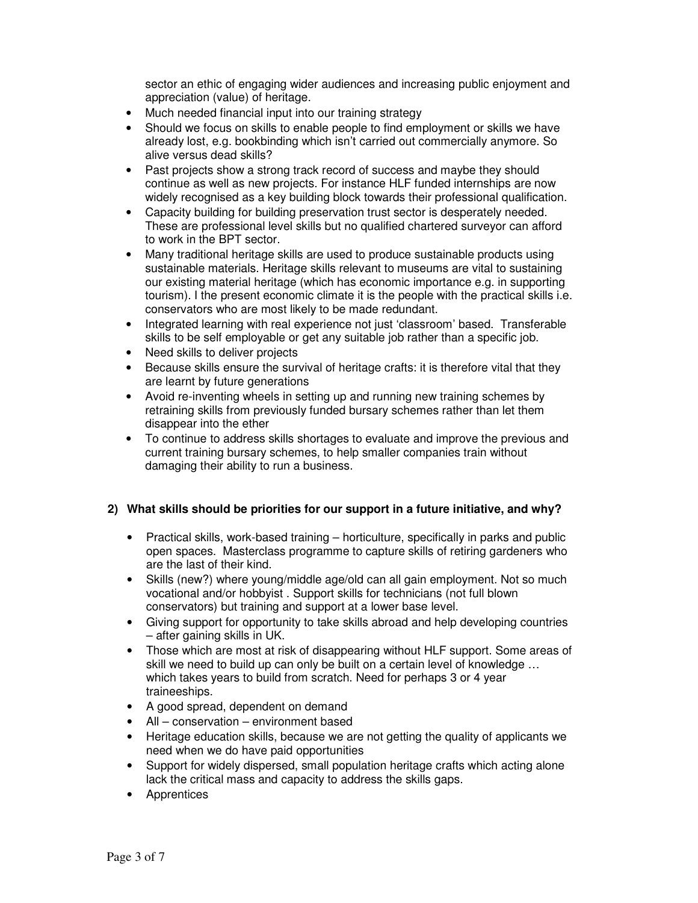sector an ethic of engaging wider audiences and increasing public enjoyment and appreciation (value) of heritage.

- Much needed financial input into our training strategy
- Should we focus on skills to enable people to find employment or skills we have already lost, e.g. bookbinding which isn't carried out commercially anymore. So alive versus dead skills?
- Past projects show a strong track record of success and maybe they should continue as well as new projects. For instance HLF funded internships are now widely recognised as a key building block towards their professional qualification.
- Capacity building for building preservation trust sector is desperately needed. These are professional level skills but no qualified chartered surveyor can afford to work in the BPT sector.
- Many traditional heritage skills are used to produce sustainable products using sustainable materials. Heritage skills relevant to museums are vital to sustaining our existing material heritage (which has economic importance e.g. in supporting tourism). I the present economic climate it is the people with the practical skills i.e. conservators who are most likely to be made redundant.
- Integrated learning with real experience not just 'classroom' based. Transferable skills to be self employable or get any suitable job rather than a specific job.
- Need skills to deliver projects
- Because skills ensure the survival of heritage crafts: it is therefore vital that they are learnt by future generations
- Avoid re-inventing wheels in setting up and running new training schemes by retraining skills from previously funded bursary schemes rather than let them disappear into the ether
- To continue to address skills shortages to evaluate and improve the previous and current training bursary schemes, to help smaller companies train without damaging their ability to run a business.

**2) What skills should be priorities for our support in a future initiative, and why?**

- Practical skills, work-based training – horticulture, specifically in parks and public open spaces. Masterclass programme to capture skills of retiring gardeners who are the last of their kind.
- Skills (new?) where young/middle age/old can all gain employment. Not so much vocational and/or hobbyist . Support skills for technicians (not full blown conservators) but training and support at a lower base level.
- Giving support for opportunity to take skills abroad and help developing countries – after gaining skills in UK.
- Those which are most at risk of disappearing without HLF support. Some areas of skill we need to build up can only be built on a certain level of knowledge … which takes years to build from scratch. Need for perhaps 3 or 4 year traineeships.
- A good spread, dependent on demand
- All – conservation – environment based
- Heritage education skills, because we are not getting the quality of applicants we need when we do have paid opportunities
- Support for widely dispersed, small population heritage crafts which acting alone lack the critical mass and capacity to address the skills gaps.
- Apprentices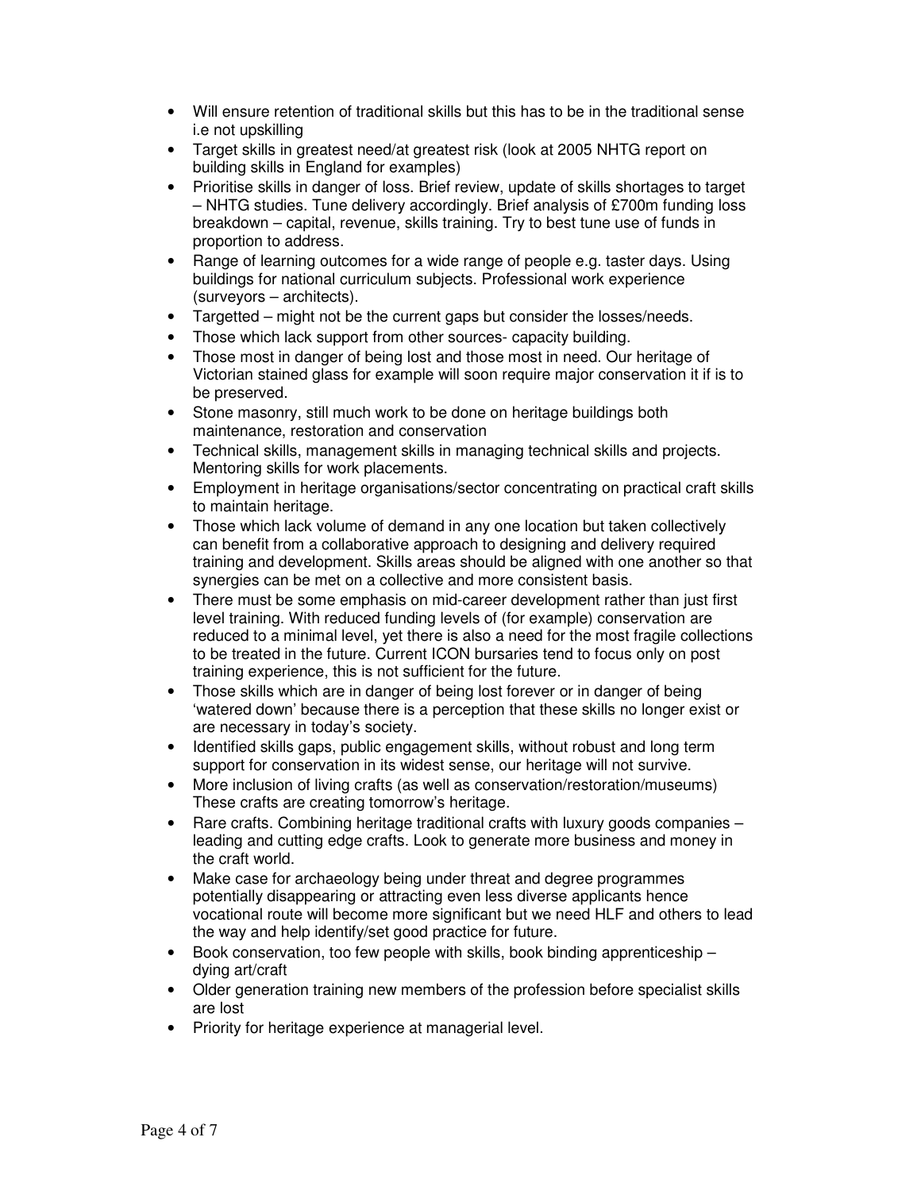- Will ensure retention of traditional skills but this has to be in the traditional sense i.e not upskilling
- Target skills in greatest need/at greatest risk (look at 2005 NHTG report on building skills in England for examples)
- Prioritise skills in danger of loss. Brief review, update of skills shortages to target – NHTG studies. Tune delivery accordingly. Brief analysis of £700m funding loss breakdown – capital, revenue, skills training. Try to best tune use of funds in proportion to address.
- Range of learning outcomes for a wide range of people e.g. taster days. Using buildings for national curriculum subjects. Professional work experience (surveyors – architects).
- Targetted – might not be the current gaps but consider the losses/needs.
- Those which lack support from other sources- capacity building.
- Those most in danger of being lost and those most in need. Our heritage of Victorian stained glass for example will soon require major conservation it if is to be preserved.
- Stone masonry, still much work to be done on heritage buildings both maintenance, restoration and conservation
- Technical skills, management skills in managing technical skills and projects. Mentoring skills for work placements.
- Employment in heritage organisations/sector concentrating on practical craft skills to maintain heritage.
- Those which lack volume of demand in any one location but taken collectively can benefit from a collaborative approach to designing and delivery required training and development. Skills areas should be aligned with one another so that synergies can be met on a collective and more consistent basis.
- There must be some emphasis on mid-career development rather than just first level training. With reduced funding levels of (for example) conservation are reduced to a minimal level, yet there is also a need for the most fragile collections to be treated in the future. Current ICON bursaries tend to focus only on post training experience, this is not sufficient for the future.
- Those skills which are in danger of being lost forever or in danger of being 'watered down' because there is a perception that these skills no longer exist or are necessary in today's society.
- Identified skills gaps, public engagement skills, without robust and long term support for conservation in its widest sense, our heritage will not survive.
- More inclusion of living crafts (as well as conservation/restoration/museums) These crafts are creating tomorrow's heritage.
- Rare crafts. Combining heritage traditional crafts with luxury goods companies – leading and cutting edge crafts. Look to generate more business and money in the craft world.
- Make case for archaeology being under threat and degree programmes potentially disappearing or attracting even less diverse applicants hence vocational route will become more significant but we need HLF and others to lead the way and help identify/set good practice for future.
- Book conservation, too few people with skills, book binding apprenticeship – dying art/craft
- Older generation training new members of the profession before specialist skills are lost
- Priority for heritage experience at managerial level.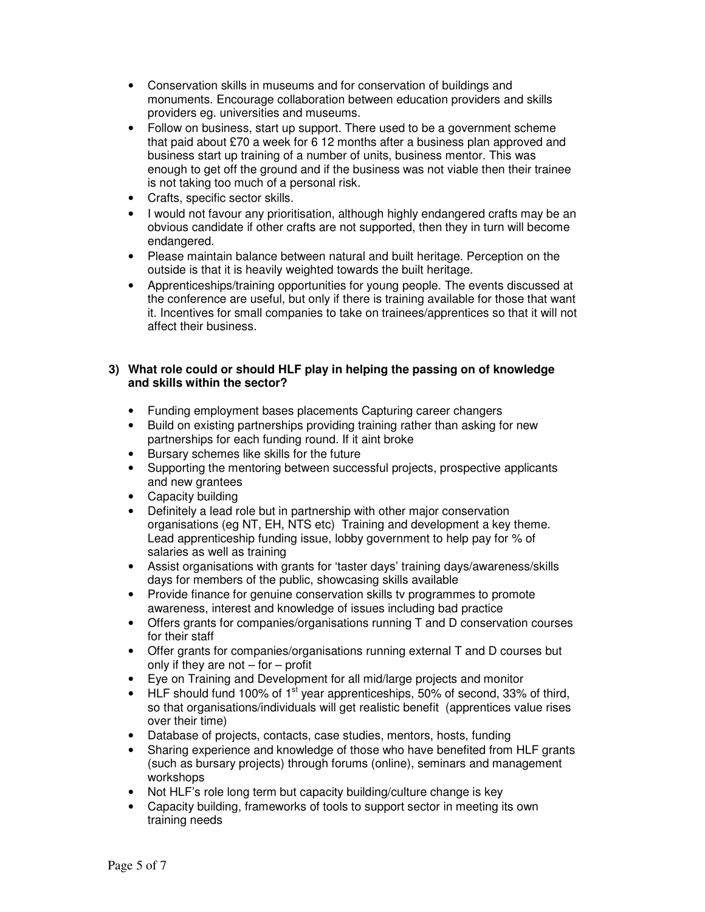- Conservation skills in museums and for conservation of buildings and monuments. Encourage collaboration between education providers and skills providers eg. universities and museums.
- Follow on business, start up support. There used to be a government scheme that paid about £70 a week for 6 12 months after a business plan approved and business start up training of a number of units, business mentor. This was enough to get off the ground and if the business was not viable then their trainee is not taking too much of a personal risk.
- Crafts, specific sector skills.
- I would not favour any prioritisation, although highly endangered crafts may be an obvious candidate if other crafts are not supported, then they in turn will become endangered.
- Please maintain balance between natural and built heritage. Perception on the outside is that it is heavily weighted towards the built heritage.
- Apprenticeships/training opportunities for young people. The events discussed at the conference are useful, but only if there is training available for those that want it. Incentives for small companies to take on trainees/apprentices so that it will not affect their business.

**3) What role could or should HLF play in helping the passing on of knowledge and skills within the sector?**

- Funding employment bases placements Capturing career changers
- Build on existing partnerships providing training rather than asking for new partnerships for each funding round. If it aint broke
- Bursary schemes like skills for the future
- Supporting the mentoring between successful projects, prospective applicants and new grantees
- Capacity building
- Definitely a lead role but in partnership with other major conservation organisations (eg NT, EH, NTS etc) Training and development a key theme. Lead apprenticeship funding issue, lobby government to help pay for % of salaries as well as training
- Assist organisations with grants for 'taster days' training days/awareness/skills days for members of the public, showcasing skills available
- Provide finance for genuine conservation skills tv programmes to promote awareness, interest and knowledge of issues including bad practice
- Offers grants for companies/organisations running T and D conservation courses for their staff
- Offer grants for companies/organisations running external T and D courses but only if they are not – for – profit
- Eye on Training and Development for all mid/large projects and monitor
- HLF should fund 100% of 1st year apprenticeships, 50% of second, 33% of third, so that organisations/individuals will get realistic benefit (apprentices value rises over their time)
- Database of projects, contacts, case studies, mentors, hosts, funding
- Sharing experience and knowledge of those who have benefited from HLF grants (such as bursary projects) through forums (online), seminars and management workshops
- Not HLF's role long term but capacity building/culture change is key
- Capacity building, frameworks of tools to support sector in meeting its own training needs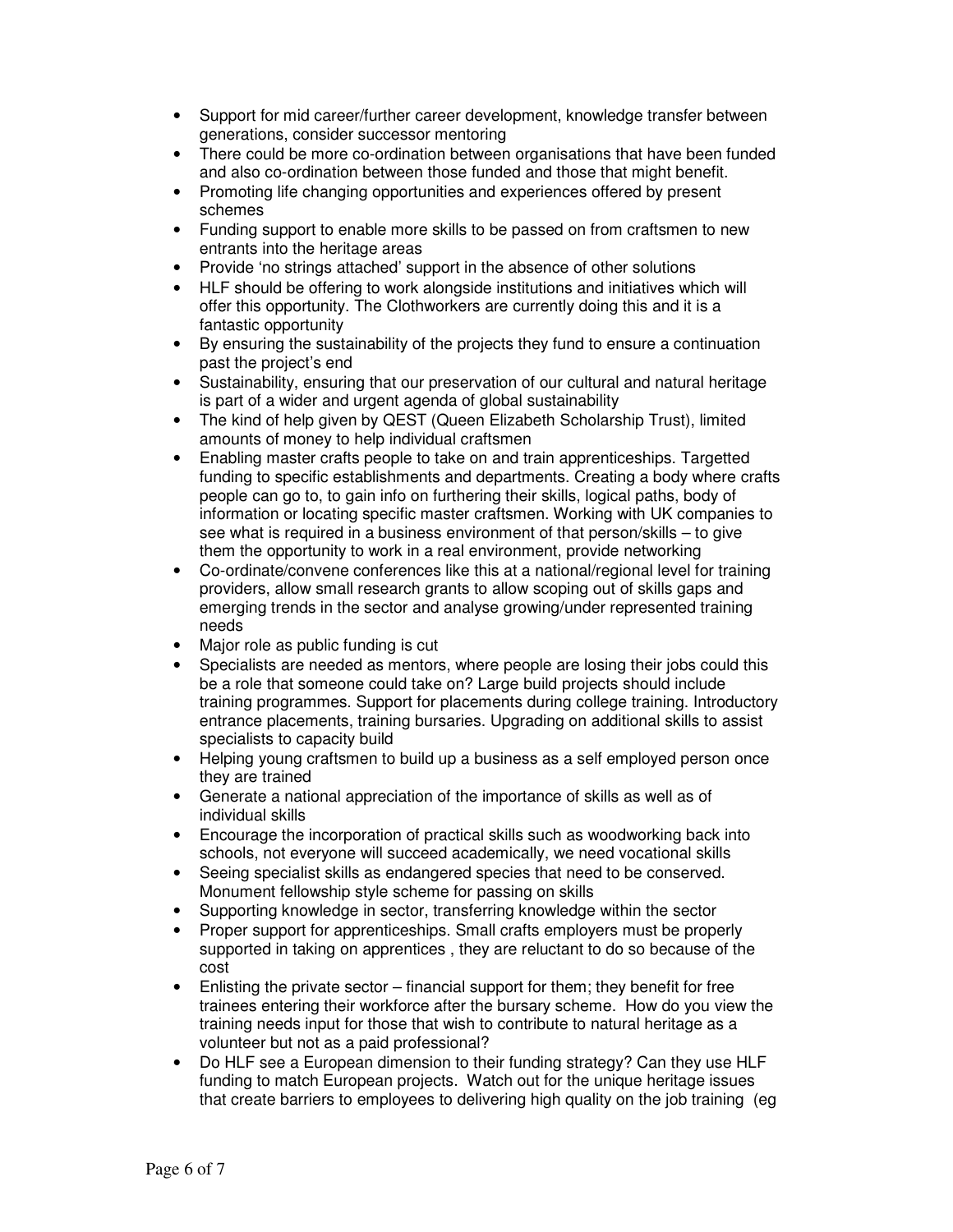- Support for mid career/further career development, knowledge transfer between generations, consider successor mentoring
- There could be more co-ordination between organisations that have been funded and also co-ordination between those funded and those that might benefit.
- Promoting life changing opportunities and experiences offered by present schemes
- Funding support to enable more skills to be passed on from craftsmen to new entrants into the heritage areas
- Provide 'no strings attached' support in the absence of other solutions
- HLF should be offering to work alongside institutions and initiatives which will offer this opportunity. The Clothworkers are currently doing this and it is a fantastic opportunity
- By ensuring the sustainability of the projects they fund to ensure a continuation past the project's end
- Sustainability, ensuring that our preservation of our cultural and natural heritage is part of a wider and urgent agenda of global sustainability
- The kind of help given by QEST (Queen Elizabeth Scholarship Trust), limited amounts of money to help individual craftsmen
- Enabling master crafts people to take on and train apprenticeships. Targetted funding to specific establishments and departments. Creating a body where crafts people can go to, to gain info on furthering their skills, logical paths, body of information or locating specific master craftsmen. Working with UK companies to see what is required in a business environment of that person/skills – to give them the opportunity to work in a real environment, provide networking
- Co-ordinate/convene conferences like this at a national/regional level for training providers, allow small research grants to allow scoping out of skills gaps and emerging trends in the sector and analyse growing/under represented training needs
- Major role as public funding is cut
- Specialists are needed as mentors, where people are losing their jobs could this be a role that someone could take on? Large build projects should include training programmes. Support for placements during college training. Introductory entrance placements, training bursaries. Upgrading on additional skills to assist specialists to capacity build
- Helping young craftsmen to build up a business as a self employed person once they are trained
- Generate a national appreciation of the importance of skills as well as of individual skills
- Encourage the incorporation of practical skills such as woodworking back into schools, not everyone will succeed academically, we need vocational skills
- Seeing specialist skills as endangered species that need to be conserved. Monument fellowship style scheme for passing on skills
- Supporting knowledge in sector, transferring knowledge within the sector
- Proper support for apprenticeships. Small crafts employers must be properly supported in taking on apprentices , they are reluctant to do so because of the cost
- Enlisting the private sector – financial support for them; they benefit for free trainees entering their workforce after the bursary scheme. How do you view the training needs input for those that wish to contribute to natural heritage as a volunteer but not as a paid professional?
- Do HLF see a European dimension to their funding strategy? Can they use HLF funding to match European projects. Watch out for the unique heritage issues that create barriers to employees to delivering high quality on the job training (eg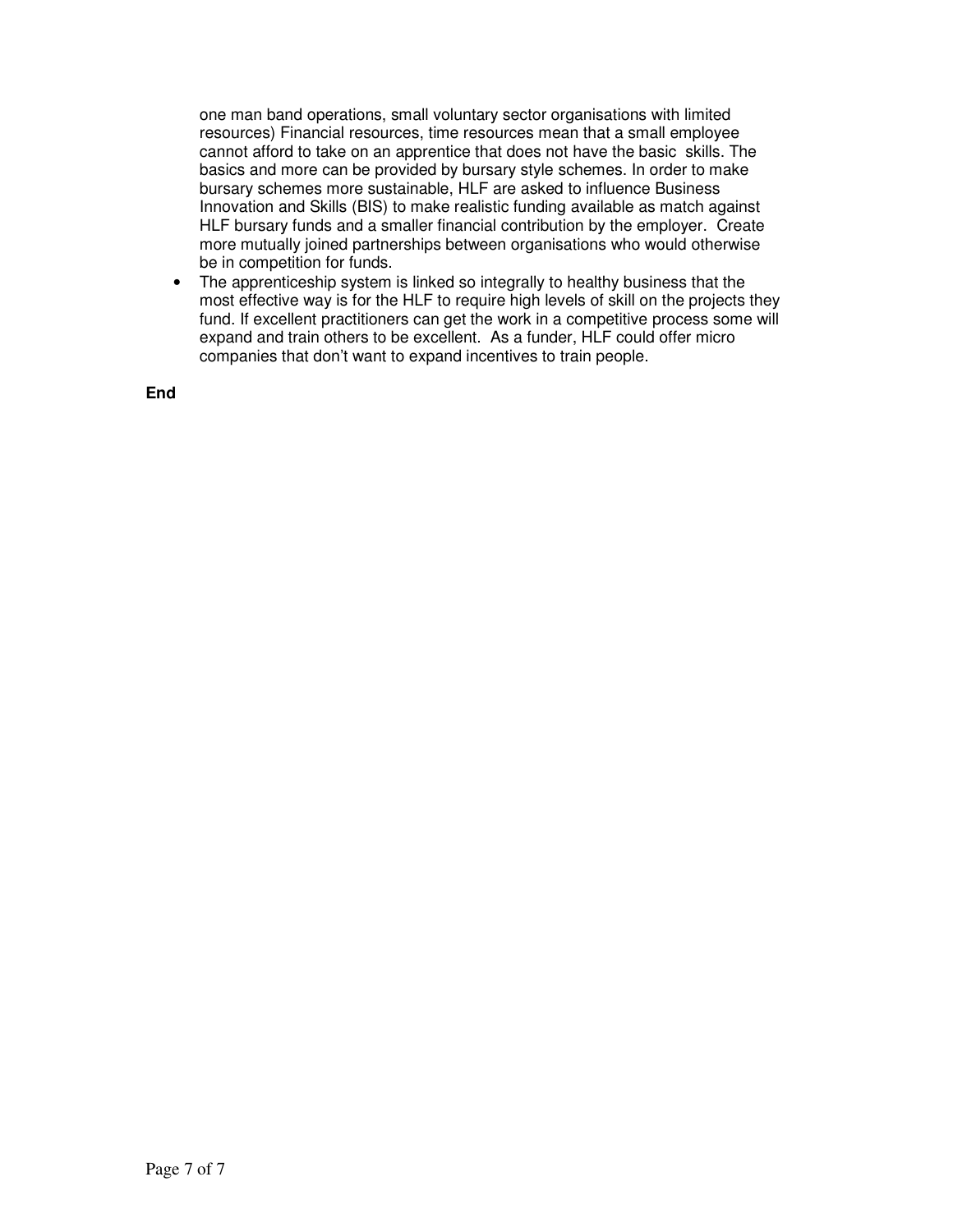one man band operations, small voluntary sector organisations with limited resources) Financial resources, time resources mean that a small employee cannot afford to take on an apprentice that does not have the basic skills. The basics and more can be provided by bursary style schemes. In order to make bursary schemes more sustainable, HLF are asked to influence Business Innovation and Skills (BIS) to make realistic funding available as match against HLF bursary funds and a smaller financial contribution by the employer. Create more mutually joined partnerships between organisations who would otherwise be in competition for funds.

- The apprenticeship system is linked so integrally to healthy business that the most effective way is for the HLF to require high levels of skill on the projects they fund. If excellent practitioners can get the work in a competitive process some will expand and train others to be excellent. As a funder, HLF could offer micro companies that don't want to expand incentives to train people.

**End**